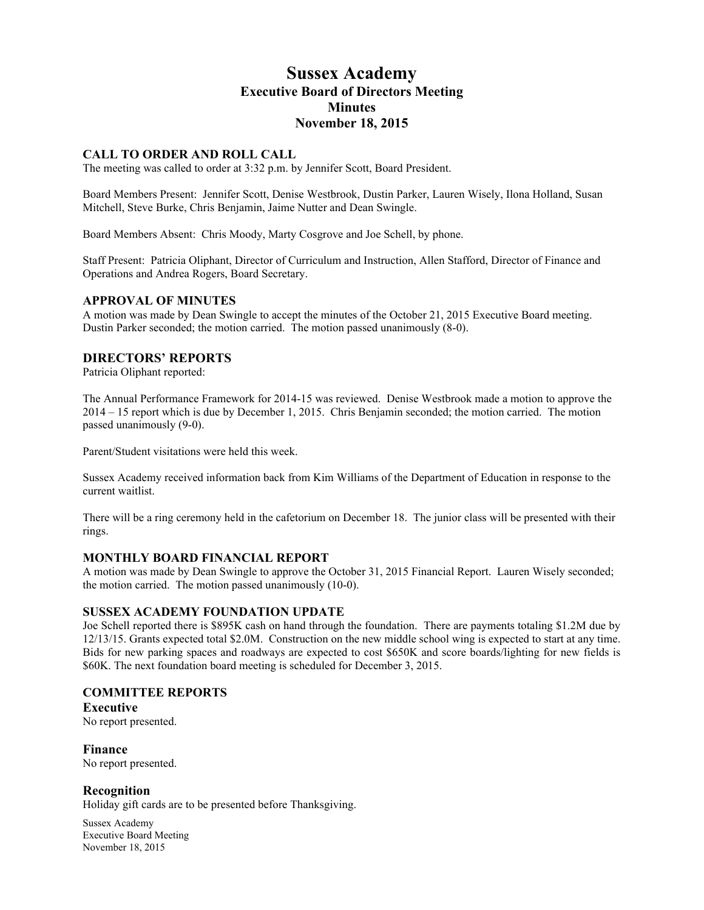# Sussex Academy
## Executive Board of Directors Meeting
## Minutes
## November 18, 2015

### CALL TO ORDER AND ROLL CALL

The meeting was called to order at 3:32 p.m. by Jennifer Scott, Board President.

Board Members Present: Jennifer Scott, Denise Westbrook, Dustin Parker, Lauren Wisely, Ilona Holland, Susan Mitchell, Steve Burke, Chris Benjamin, Jaime Nutter and Dean Swingle.

Board Members Absent: Chris Moody, Marty Cosgrove and Joe Schell, by phone.

Staff Present: Patricia Oliphant, Director of Curriculum and Instruction, Allen Stafford, Director of Finance and Operations and Andrea Rogers, Board Secretary.

### APPROVAL OF MINUTES

A motion was made by Dean Swingle to accept the minutes of the October 21, 2015 Executive Board meeting. Dustin Parker seconded; the motion carried. The motion passed unanimously (8-0).

### DIRECTORS' REPORTS

Patricia Oliphant reported:

The Annual Performance Framework for 2014-15 was reviewed. Denise Westbrook made a motion to approve the 2014 – 15 report which is due by December 1, 2015. Chris Benjamin seconded; the motion carried. The motion passed unanimously (9-0).

Parent/Student visitations were held this week.

Sussex Academy received information back from Kim Williams of the Department of Education in response to the current waitlist.

There will be a ring ceremony held in the cafetorium on December 18. The junior class will be presented with their rings.

### MONTHLY BOARD FINANCIAL REPORT

A motion was made by Dean Swingle to approve the October 31, 2015 Financial Report. Lauren Wisely seconded; the motion carried. The motion passed unanimously (10-0).

### SUSSEX ACADEMY FOUNDATION UPDATE

Joe Schell reported there is $895K cash on hand through the foundation. There are payments totaling $1.2M due by 12/13/15. Grants expected total $2.0M. Construction on the new middle school wing is expected to start at any time. Bids for new parking spaces and roadways are expected to cost $650K and score boards/lighting for new fields is $60K. The next foundation board meeting is scheduled for December 3, 2015.

### COMMITTEE REPORTS

#### Executive

No report presented.

#### Finance

No report presented.

#### Recognition

Holiday gift cards are to be presented before Thanksgiving.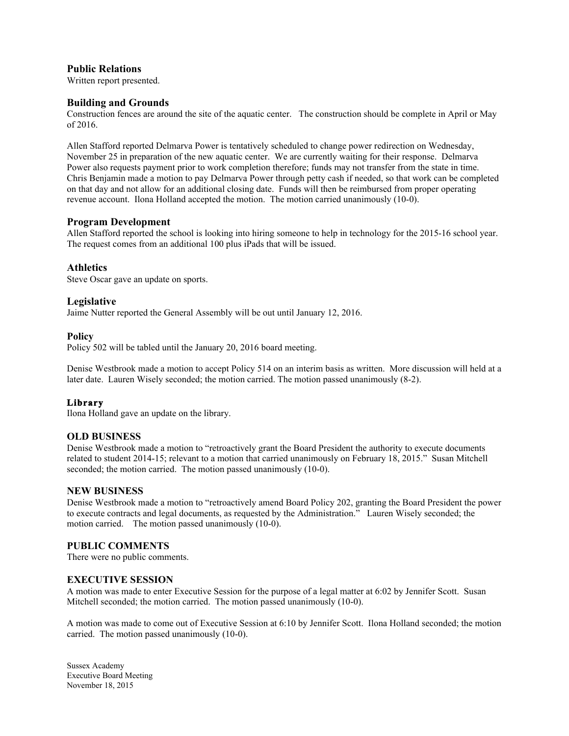### Public Relations

Written report presented.

### Building and Grounds

Construction fences are around the site of the aquatic center. The construction should be complete in April or May of 2016.

Allen Stafford reported Delmarva Power is tentatively scheduled to change power redirection on Wednesday, November 25 in preparation of the new aquatic center. We are currently waiting for their response. Delmarva Power also requests payment prior to work completion therefore; funds may not transfer from the state in time. Chris Benjamin made a motion to pay Delmarva Power through petty cash if needed, so that work can be completed on that day and not allow for an additional closing date. Funds will then be reimbursed from proper operating revenue account. Ilona Holland accepted the motion. The motion carried unanimously (10-0).

### Program Development

Allen Stafford reported the school is looking into hiring someone to help in technology for the 2015-16 school year. The request comes from an additional 100 plus iPads that will be issued.

### Athletics

Steve Oscar gave an update on sports.

### Legislative

Jaime Nutter reported the General Assembly will be out until January 12, 2016.

### Policy

Policy 502 will be tabled until the January 20, 2016 board meeting.

Denise Westbrook made a motion to accept Policy 514 on an interim basis as written. More discussion will held at a later date. Lauren Wisely seconded; the motion carried. The motion passed unanimously (8-2).

### Library

Ilona Holland gave an update on the library.

### OLD BUSINESS

Denise Westbrook made a motion to "retroactively grant the Board President the authority to execute documents related to student 2014-15; relevant to a motion that carried unanimously on February 18, 2015." Susan Mitchell seconded; the motion carried. The motion passed unanimously (10-0).

### NEW BUSINESS

Denise Westbrook made a motion to "retroactively amend Board Policy 202, granting the Board President the power to execute contracts and legal documents, as requested by the Administration." Lauren Wisely seconded; the motion carried. The motion passed unanimously (10-0).

### PUBLIC COMMENTS

There were no public comments.

### EXECUTIVE SESSION

A motion was made to enter Executive Session for the purpose of a legal matter at 6:02 by Jennifer Scott. Susan Mitchell seconded; the motion carried. The motion passed unanimously (10-0).

A motion was made to come out of Executive Session at 6:10 by Jennifer Scott. Ilona Holland seconded; the motion carried. The motion passed unanimously (10-0).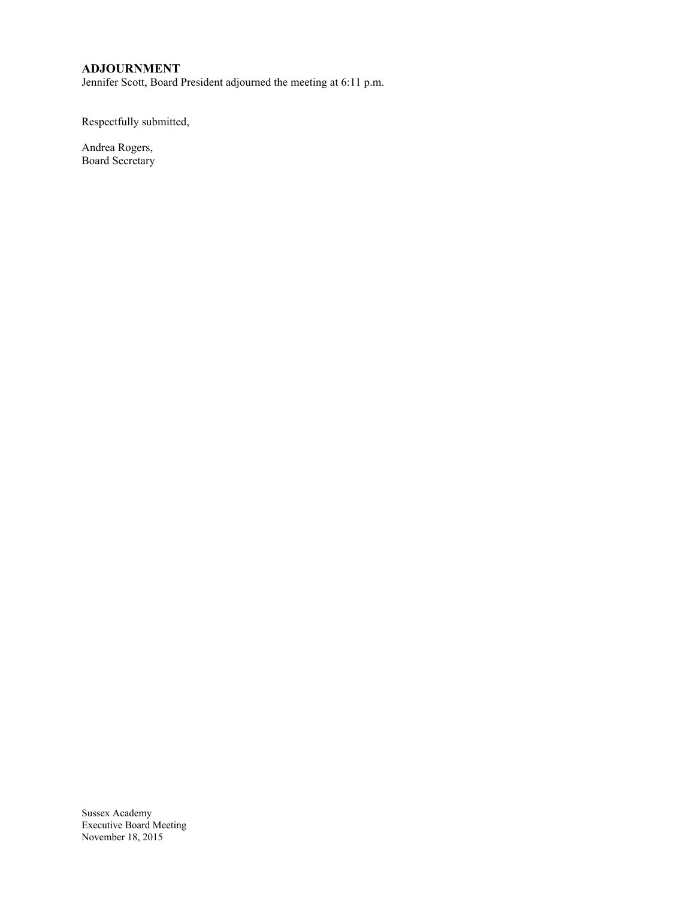**ADJOURNMENT**
Jennifer Scott, Board President adjourned the meeting at 6:11 p.m.

Respectfully submitted,

Andrea Rogers,
Board Secretary